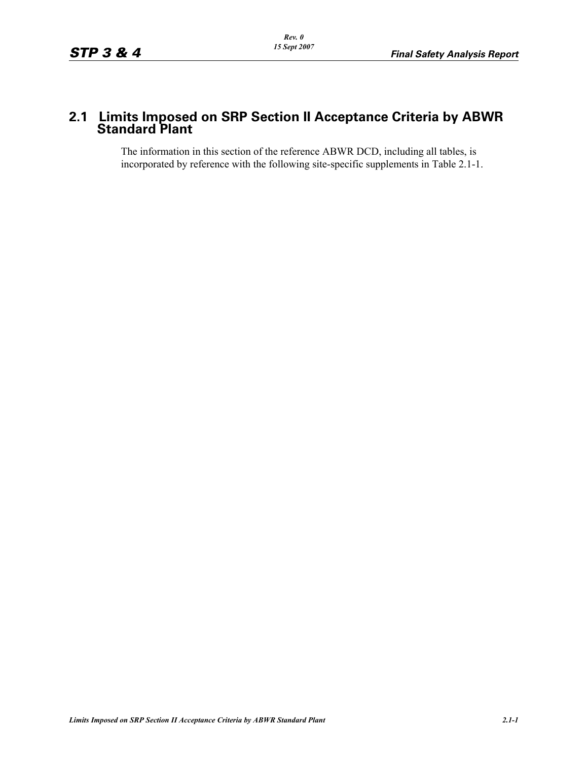## 2.1 Limits Imposed on SRP Section II Acceptance Criteria by ABWR Standard Plant

The information in this section of the reference ABWR DCD, including all tables, is incorporated by reference with the following site-specific supplements in Table 2.1-1.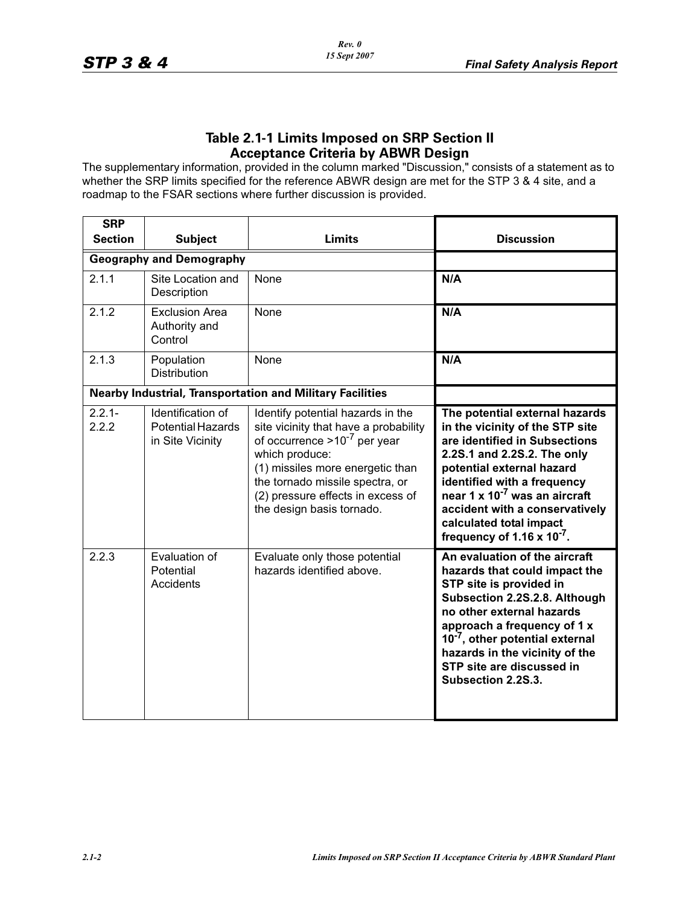## Table 2.1-1 Limits Imposed on SRP Section II Acceptance Criteria by ABWR Design

The supplementary information, provided in the column marked "Discussion," consists of a statement as to whether the SRP limits specified for the reference ABWR design are met for the STP 3 & 4 site, and a roadmap to the FSAR sections where further discussion is provided.

| SRP Section | Subject | Limits | Discussion |
|---|---|---|---|
| **Geography and Demography** | | | |
| 2.1.1 | Site Location and Description | None | **N/A** |
| 2.1.2 | Exclusion Area Authority and Control | None | **N/A** |
| 2.1.3 | Population Distribution | None | **N/A** |
| **Nearby Industrial, Transportation and Military Facilities** | | | |
| 2.2.1-2.2.2 | Identification of Potential Hazards in Site Vicinity | Identify potential hazards in the site vicinity that have a probability of occurrence $>10^{-7}$ per year which produce: (1) missiles more energetic than the tornado missile spectra, or (2) pressure effects in excess of the design basis tornado. | **The potential external hazards in the vicinity of the STP site are identified in Subsections 2.2S.1 and 2.2S.2. The only potential external hazard identified with a frequency near $1 \times 10^{-7}$ was an aircraft accident with a conservatively calculated total impact frequency of $1.16 \times 10^{-7}$.** |
| 2.2.3 | Evaluation of Potential Accidents | Evaluate only those potential hazards identified above. | **An evaluation of the aircraft hazards that could impact the STP site is provided in Subsection 2.2S.2.8. Although no other external hazards approach a frequency of $1 \times 10^{-7}$, other potential external hazards in the vicinity of the STP site are discussed in Subsection 2.2S.3.** |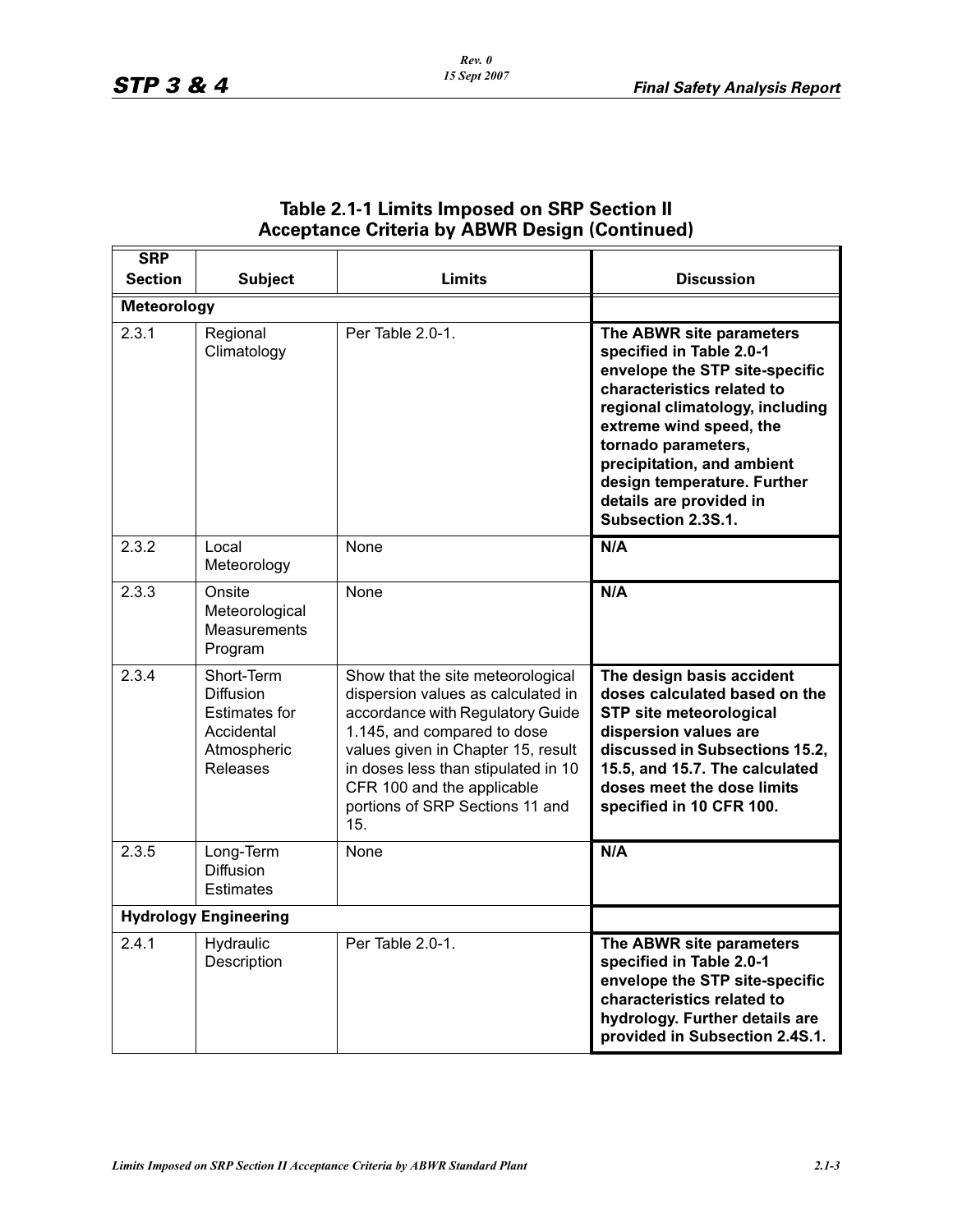## Table 2.1-1 Limits Imposed on SRP Section II Acceptance Criteria by ABWR Design (Continued)

| SRP Section | Subject | Limits | Discussion |
|---|---|---|---|
| **Meteorology** | | | |
| 2.3.1 | Regional Climatology | Per Table 2.0-1. | **The ABWR site parameters specified in Table 2.0-1 envelope the STP site-specific characteristics related to regional climatology, including extreme wind speed, the tornado parameters, precipitation, and ambient design temperature. Further details are provided in Subsection 2.3S.1.** |
| 2.3.2 | Local Meteorology | None | **N/A** |
| 2.3.3 | Onsite Meteorological Measurements Program | None | **N/A** |
| 2.3.4 | Short-Term Diffusion Estimates for Accidental Atmospheric Releases | Show that the site meteorological dispersion values as calculated in accordance with Regulatory Guide 1.145, and compared to dose values given in Chapter 15, result in doses less than stipulated in 10 CFR 100 and the applicable portions of SRP Sections 11 and 15. | **The design basis accident doses calculated based on the STP site meteorological dispersion values are discussed in Subsections 15.2, 15.5, and 15.7. The calculated doses meet the dose limits specified in 10 CFR 100.** |
| 2.3.5 | Long-Term Diffusion Estimates | None | **N/A** |
| **Hydrology Engineering** | | | |
| 2.4.1 | Hydraulic Description | Per Table 2.0-1. | **The ABWR site parameters specified in Table 2.0-1 envelope the STP site-specific characteristics related to hydrology. Further details are provided in Subsection 2.4S.1.** |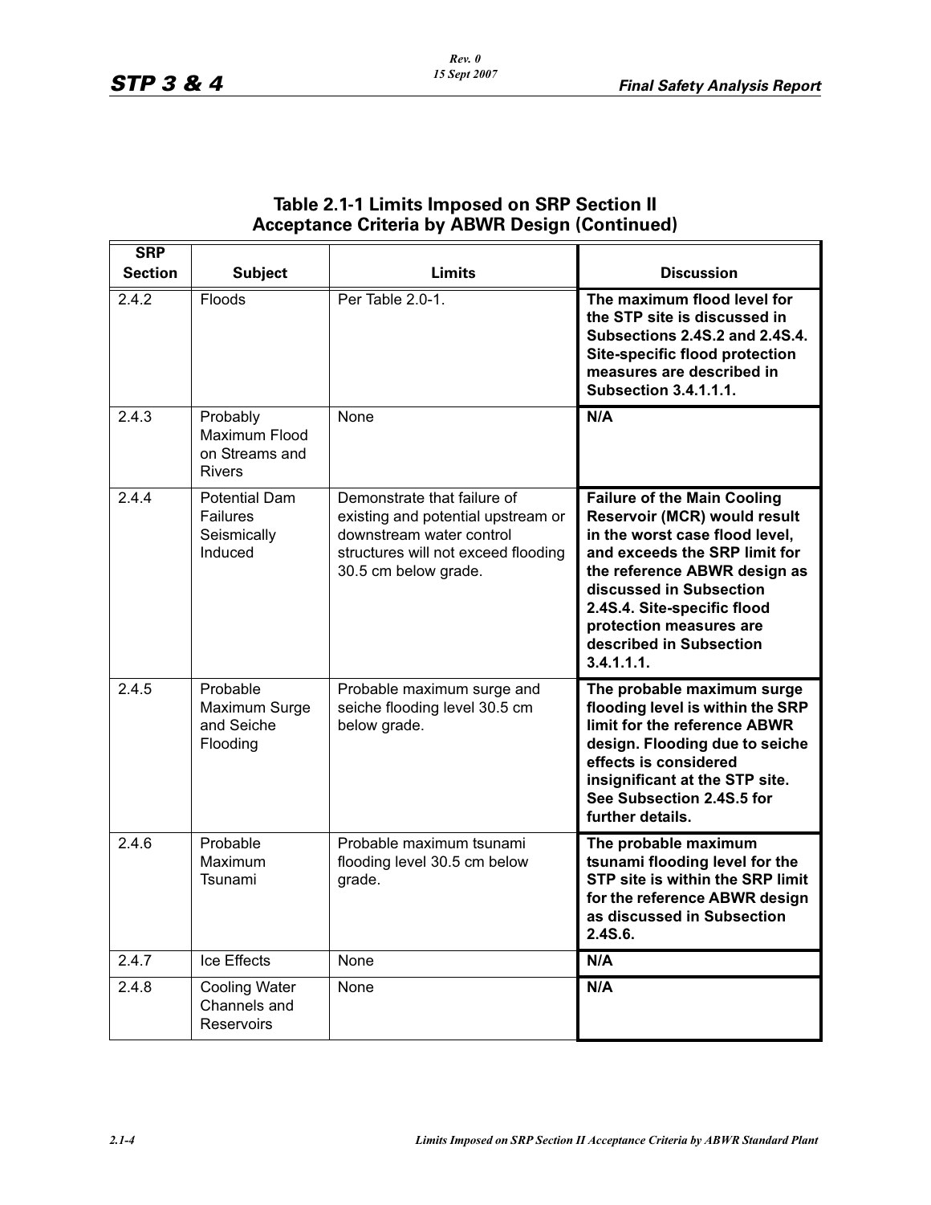## Table 2.1-1 Limits Imposed on SRP Section II Acceptance Criteria by ABWR Design (Continued)

| SRP Section | Subject | Limits | Discussion |
|---|---|---|---|
| 2.4.2 | Floods | Per Table 2.0-1. | **The maximum flood level for the STP site is discussed in Subsections 2.4S.2 and 2.4S.4. Site-specific flood protection measures are described in Subsection 3.4.1.1.1.** |
| 2.4.3 | Probably Maximum Flood on Streams and Rivers | None | **N/A** |
| 2.4.4 | Potential Dam Failures Seismically Induced | Demonstrate that failure of existing and potential upstream or downstream water control structures will not exceed flooding 30.5 cm below grade. | **Failure of the Main Cooling Reservoir (MCR) would result in the worst case flood level, and exceeds the SRP limit for the reference ABWR design as discussed in Subsection 2.4S.4. Site-specific flood protection measures are described in Subsection 3.4.1.1.1.** |
| 2.4.5 | Probable Maximum Surge and Seiche Flooding | Probable maximum surge and seiche flooding level 30.5 cm below grade. | **The probable maximum surge flooding level is within the SRP limit for the reference ABWR design. Flooding due to seiche effects is considered insignificant at the STP site. See Subsection 2.4S.5 for further details.** |
| 2.4.6 | Probable Maximum Tsunami | Probable maximum tsunami flooding level 30.5 cm below grade. | **The probable maximum tsunami flooding level for the STP site is within the SRP limit for the reference ABWR design as discussed in Subsection 2.4S.6.** |
| 2.4.7 | Ice Effects | None | **N/A** |
| 2.4.8 | Cooling Water Channels and Reservoirs | None | **N/A** |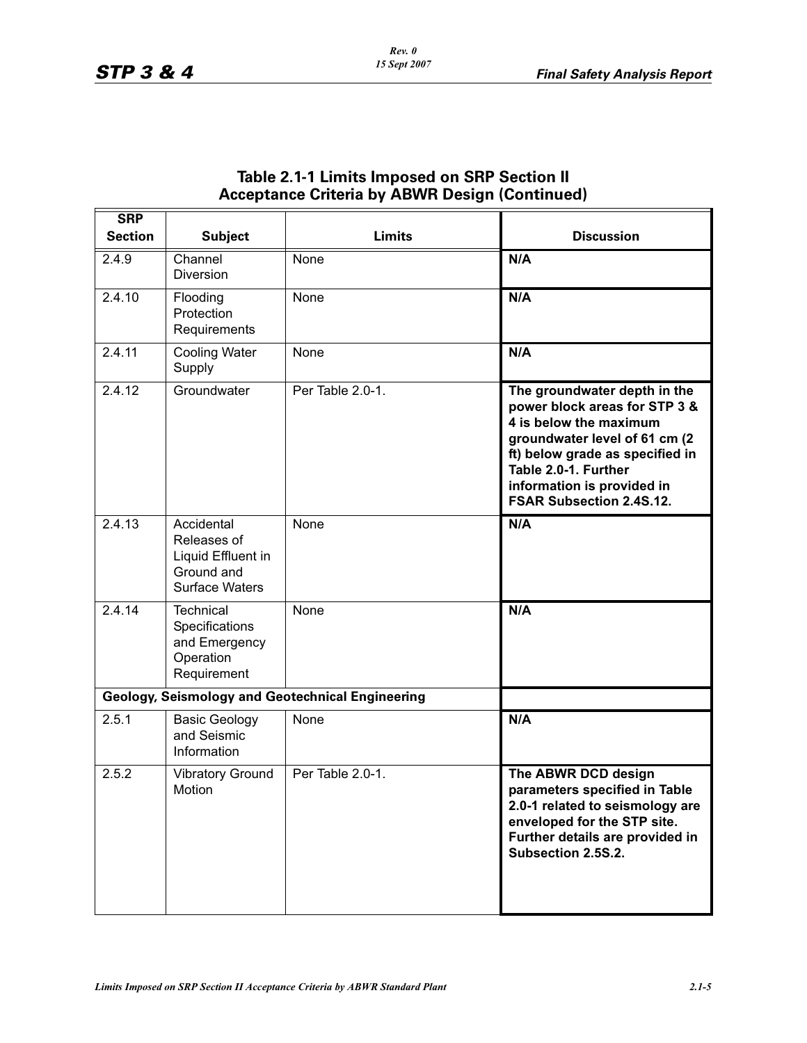## Table 2.1-1 Limits Imposed on SRP Section II Acceptance Criteria by ABWR Design (Continued)

| SRP Section | Subject | Limits | Discussion |
|---|---|---|---|
| 2.4.9 | Channel Diversion | None | **N/A** |
| 2.4.10 | Flooding Protection Requirements | None | **N/A** |
| 2.4.11 | Cooling Water Supply | None | **N/A** |
| 2.4.12 | Groundwater | Per Table 2.0-1. | **The groundwater depth in the power block areas for STP 3 & 4 is below the maximum groundwater level of 61 cm (2 ft) below grade as specified in Table 2.0-1. Further information is provided in FSAR Subsection 2.4S.12.** |
| 2.4.13 | Accidental Releases of Liquid Effluent in Ground and Surface Waters | None | **N/A** |
| 2.4.14 | Technical Specifications and Emergency Operation Requirement | None | **N/A** |
| **Geology, Seismology and Geotechnical Engineering** | | | |
| 2.5.1 | Basic Geology and Seismic Information | None | **N/A** |
| 2.5.2 | Vibratory Ground Motion | Per Table 2.0-1. | **The ABWR DCD design parameters specified in Table 2.0-1 related to seismology are enveloped for the STP site. Further details are provided in Subsection 2.5S.2.** |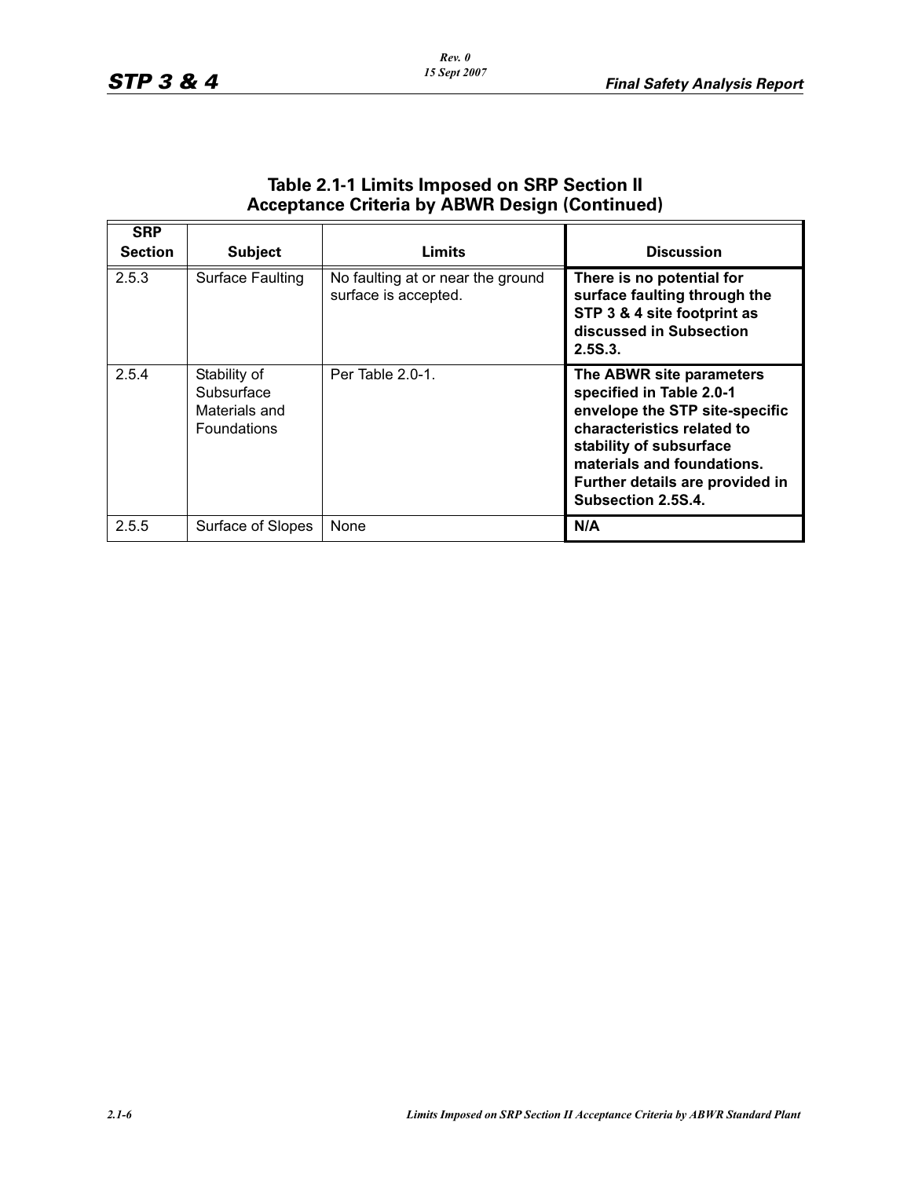## Table 2.1-1 Limits Imposed on SRP Section II Acceptance Criteria by ABWR Design (Continued)

| SRP Section | Subject | Limits | Discussion |
|---|---|---|---|
| 2.5.3 | Surface Faulting | No faulting at or near the ground surface is accepted. | **There is no potential for surface faulting through the STP 3 & 4 site footprint as discussed in Subsection 2.5S.3.** |
| 2.5.4 | Stability of Subsurface Materials and Foundations | Per Table 2.0-1. | **The ABWR site parameters specified in Table 2.0-1 envelope the STP site-specific characteristics related to stability of subsurface materials and foundations. Further details are provided in Subsection 2.5S.4.** |
| 2.5.5 | Surface of Slopes | None | **N/A** |